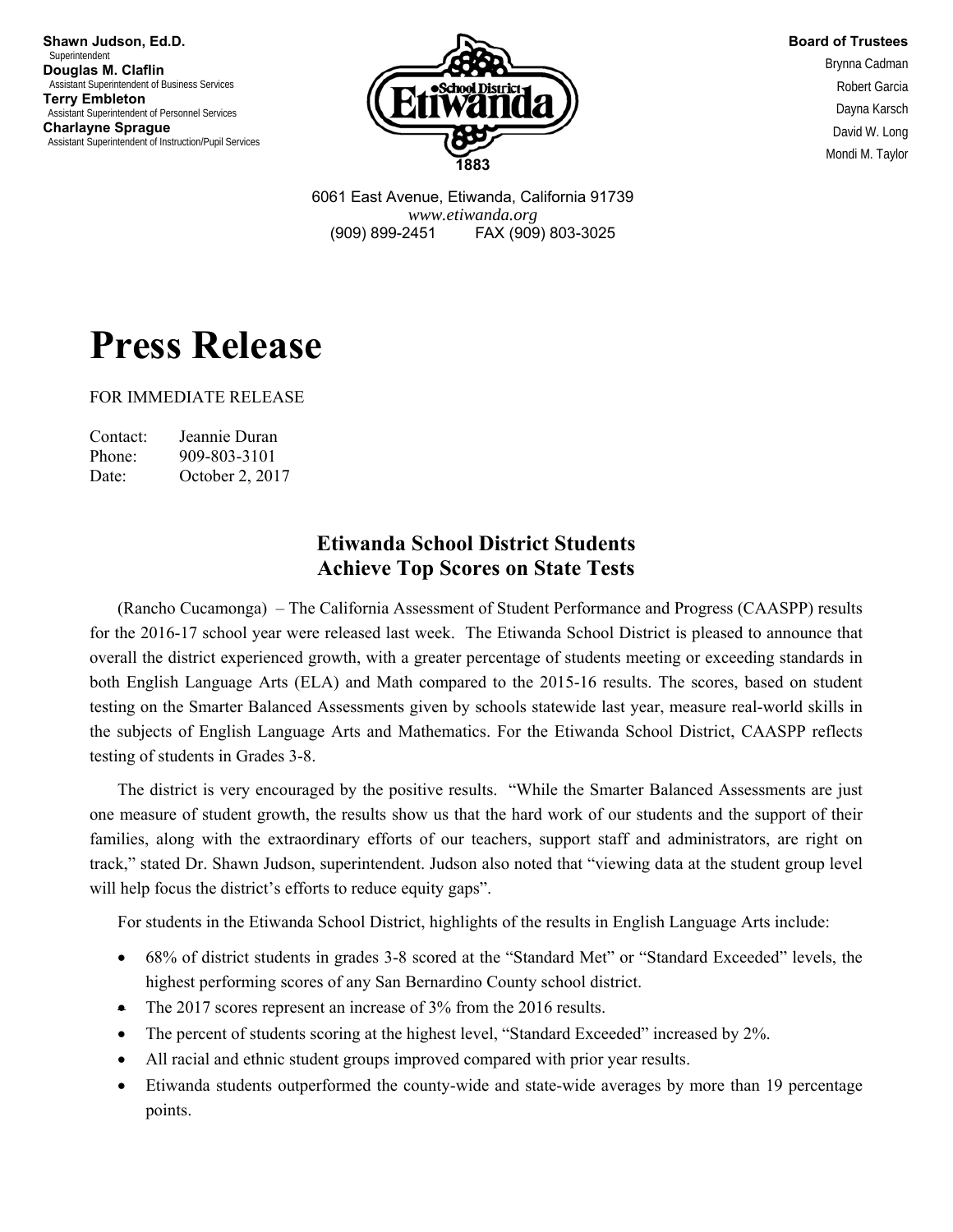**Shawn Judson, Ed.D.**
Superintendent
**Douglas M. Claflin**
Assistant Superintendent of Business Services
**Terry Embleton**
Assistant Superintendent of Personnel Services
**Charlayne Sprague**
Assistant Superintendent of Instruction/Pupil Services

Etiwanda School District
1883

**Board of Trustees**
Brynna Cadman
Robert Garcia
Dayna Karsch
David W. Long
Mondi M. Taylor

6061 East Avenue, Etiwanda, California 91739
*www.etiwanda.org*
(909) 899-2451 FAX (909) 803-3025

# Press Release

FOR IMMEDIATE RELEASE

Contact: Jeannie Duran
Phone: 909-803-3101
Date: October 2, 2017

## Etiwanda School District Students Achieve Top Scores on State Tests

(Rancho Cucamonga) – The California Assessment of Student Performance and Progress (CAASPP) results for the 2016-17 school year were released last week. The Etiwanda School District is pleased to announce that overall the district experienced growth, with a greater percentage of students meeting or exceeding standards in both English Language Arts (ELA) and Math compared to the 2015-16 results. The scores, based on student testing on the Smarter Balanced Assessments given by schools statewide last year, measure real-world skills in the subjects of English Language Arts and Mathematics. For the Etiwanda School District, CAASPP reflects testing of students in Grades 3-8.

The district is very encouraged by the positive results. "While the Smarter Balanced Assessments are just one measure of student growth, the results show us that the hard work of our students and the support of their families, along with the extraordinary efforts of our teachers, support staff and administrators, are right on track," stated Dr. Shawn Judson, superintendent. Judson also noted that "viewing data at the student group level will help focus the district's efforts to reduce equity gaps".

For students in the Etiwanda School District, highlights of the results in English Language Arts include:

- 68% of district students in grades 3-8 scored at the "Standard Met" or "Standard Exceeded" levels, the highest performing scores of any San Bernardino County school district.
- The 2017 scores represent an increase of 3% from the 2016 results.
- The percent of students scoring at the highest level, "Standard Exceeded" increased by 2%.
- All racial and ethnic student groups improved compared with prior year results.
- Etiwanda students outperformed the county-wide and state-wide averages by more than 19 percentage points.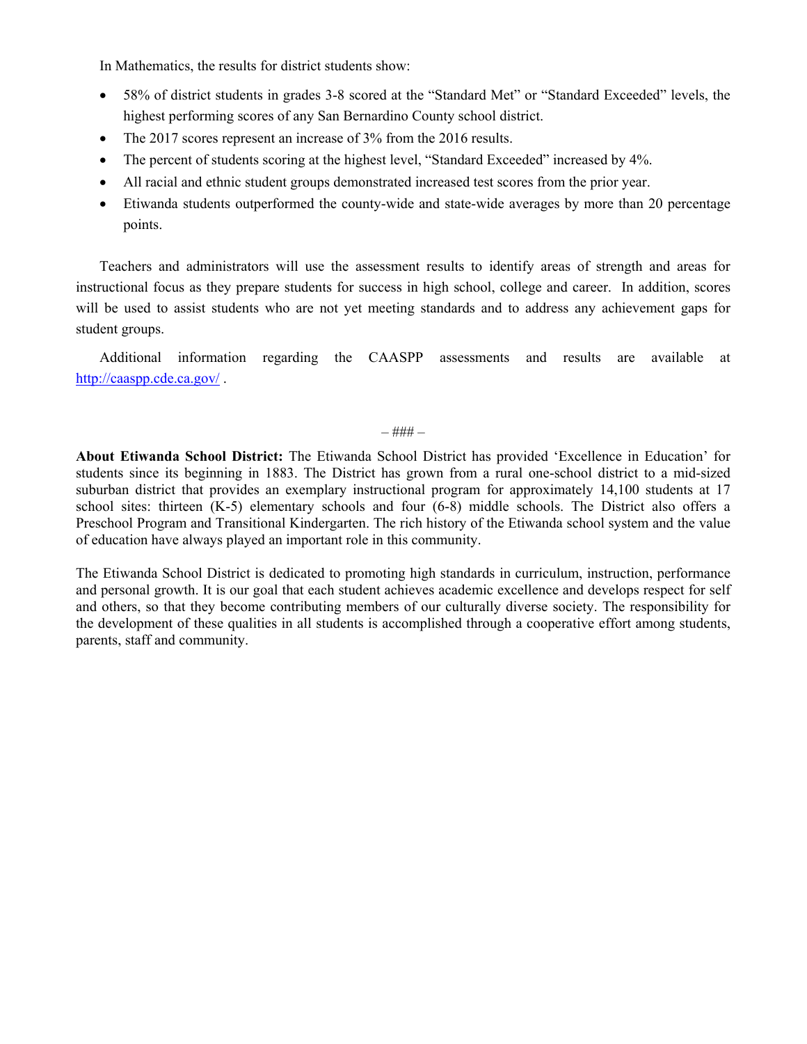In Mathematics, the results for district students show:

- 58% of district students in grades 3-8 scored at the "Standard Met" or "Standard Exceeded" levels, the highest performing scores of any San Bernardino County school district.
- The 2017 scores represent an increase of 3% from the 2016 results.
- The percent of students scoring at the highest level, "Standard Exceeded" increased by 4%.
- All racial and ethnic student groups demonstrated increased test scores from the prior year.
- Etiwanda students outperformed the county-wide and state-wide averages by more than 20 percentage points.

Teachers and administrators will use the assessment results to identify areas of strength and areas for instructional focus as they prepare students for success in high school, college and career. In addition, scores will be used to assist students who are not yet meeting standards and to address any achievement gaps for student groups.

Additional information regarding the CAASPP assessments and results are available at [http://caaspp.cde.ca.gov/](http://caaspp.cde.ca.gov/) .

– ### –

**About Etiwanda School District:** The Etiwanda School District has provided 'Excellence in Education' for students since its beginning in 1883. The District has grown from a rural one-school district to a mid-sized suburban district that provides an exemplary instructional program for approximately 14,100 students at 17 school sites: thirteen (K-5) elementary schools and four (6-8) middle schools. The District also offers a Preschool Program and Transitional Kindergarten. The rich history of the Etiwanda school system and the value of education have always played an important role in this community.

The Etiwanda School District is dedicated to promoting high standards in curriculum, instruction, performance and personal growth. It is our goal that each student achieves academic excellence and develops respect for self and others, so that they become contributing members of our culturally diverse society. The responsibility for the development of these qualities in all students is accomplished through a cooperative effort among students, parents, staff and community.